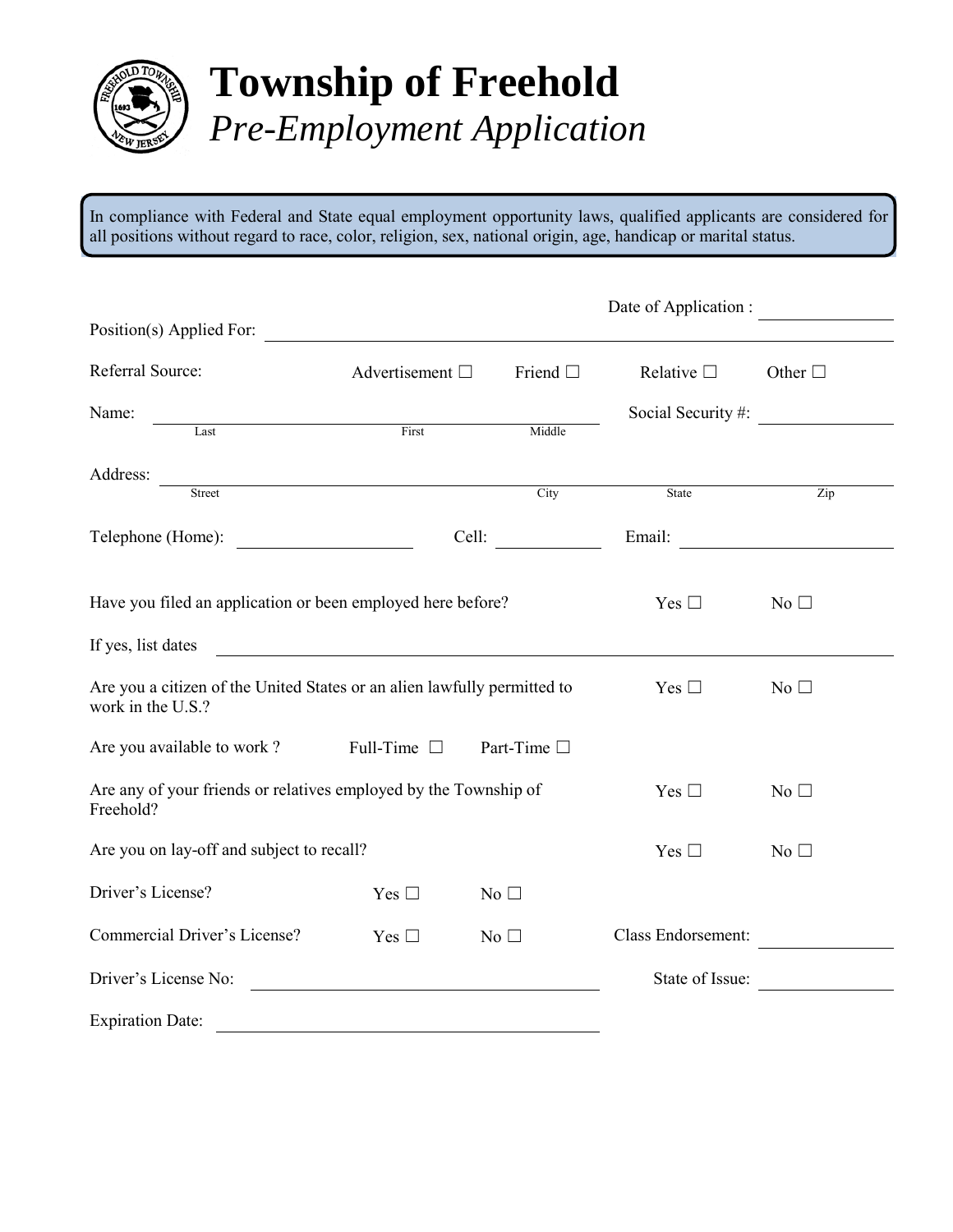# Township of Freehold

*Pre-Employment Application*

In compliance with Federal and State equal employment opportunity laws, qualified applicants are considered for all positions without regard to race, color, religion, sex, national origin, age, handicap or marital status.

Date of Application : ______________

Position(s) Applied For: ______________________________

Referral Source: Advertisement ☐ Friend ☐ Relative ☐ Other ☐

Name: ______________________________ Social Security #: ______________
Last First Middle

Address: ______________________________________________
Street City State Zip

Telephone (Home): ______________ Cell: ______________ Email: ______________

Have you filed an application or been employed here before? Yes ☐ No ☐

If yes, list dates ______________________________

Are you a citizen of the United States or an alien lawfully permitted to work in the U.S.? Yes ☐ No ☐

Are you available to work ? Full-Time ☐ Part-Time ☐

Are any of your friends or relatives employed by the Township of Freehold? Yes ☐ No ☐

Are you on lay-off and subject to recall? Yes ☐ No ☐

Driver's License? Yes ☐ No ☐

Commercial Driver's License? Yes ☐ No ☐ Class Endorsement: ______________

Driver's License No: ______________________________ State of Issue: ______________

Expiration Date: ______________________________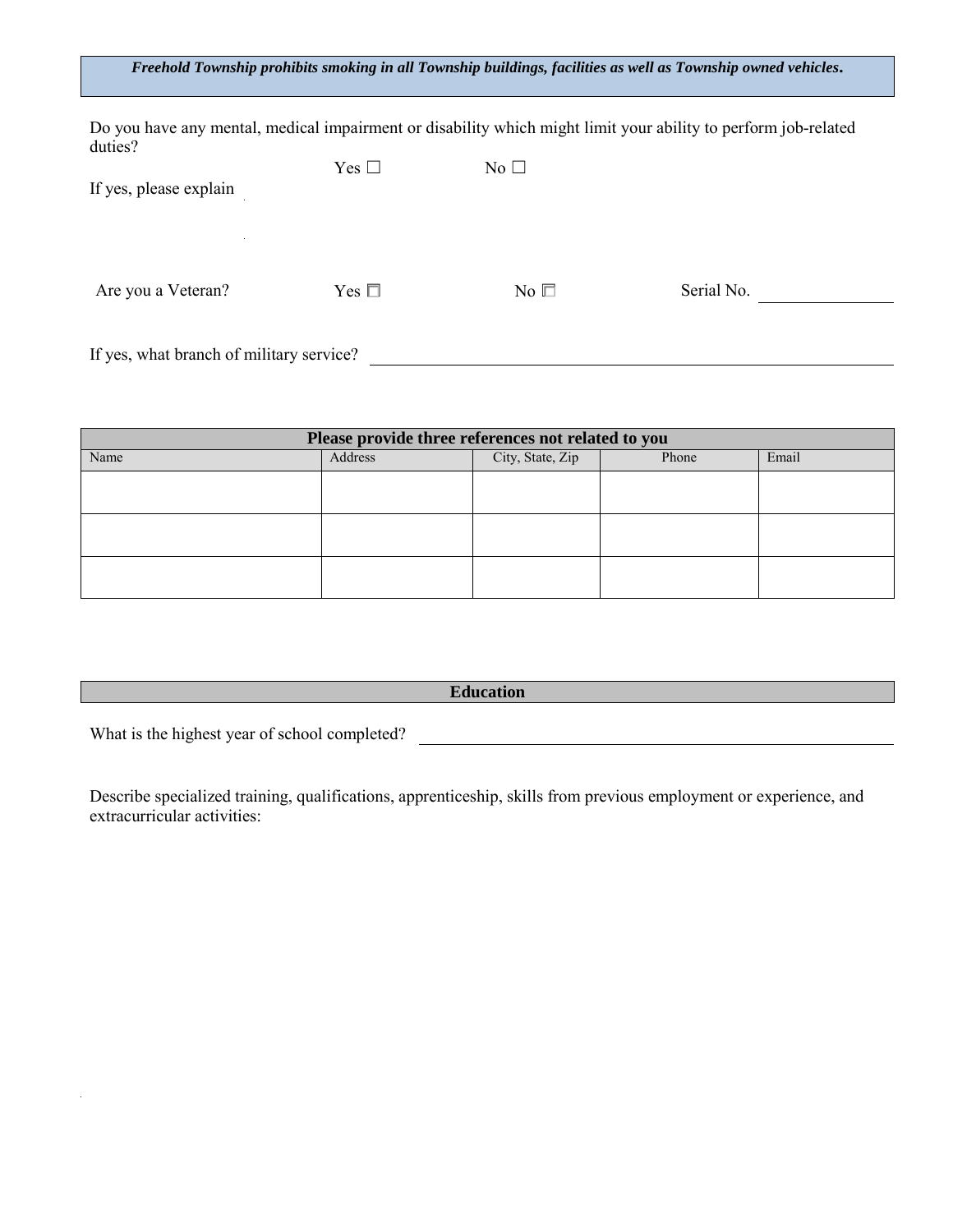***Freehold Township prohibits smoking in all Township buildings, facilities as well as Township owned vehicles.***

Do you have any mental, medical impairment or disability which might limit your ability to perform job-related duties?

Yes ☐ No ☐

If yes, please explain

Are you a Veteran? Yes ☐ No ☐ Serial No. ________________

If yes, what branch of military service? ________________________________________________

| Please provide three references not related to you | | | | |
|---|---|---|---|---|
| Name | Address | City, State, Zip | Phone | Email |
| | | | | |
| | | | | |
| | | | | |

## Education

What is the highest year of school completed? ________________________________________________

Describe specialized training, qualifications, apprenticeship, skills from previous employment or experience, and extracurricular activities: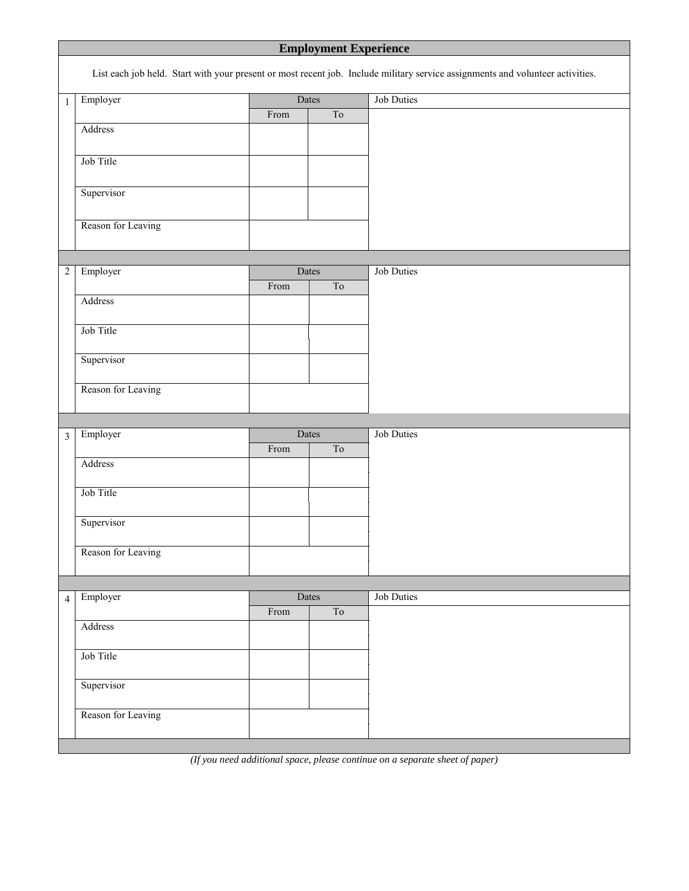## Employment Experience

List each job held. Start with your present or most recent job. Include military service assignments and volunteer activities.

| # | | Dates | | Job Duties |
|---|---|---|---|---|
| 1 | Employer | From | To | |
| | Address | | | |
| | Job Title | | | |
| | Supervisor | | | |
| | Reason for Leaving | | | |

| # | | Dates | | Job Duties |
|---|---|---|---|---|
| 2 | Employer | From | To | |
| | Address | | | |
| | Job Title | | | |
| | Supervisor | | | |
| | Reason for Leaving | | | |

| # | | Dates | | Job Duties |
|---|---|---|---|---|
| 3 | Employer | From | To | |
| | Address | | | |
| | Job Title | | | |
| | Supervisor | | | |
| | Reason for Leaving | | | |

| # | | Dates | | Job Duties |
|---|---|---|---|---|
| 4 | Employer | From | To | |
| | Address | | | |
| | Job Title | | | |
| | Supervisor | | | |
| | Reason for Leaving | | | |

*(If you need additional space, please continue on a separate sheet of paper)*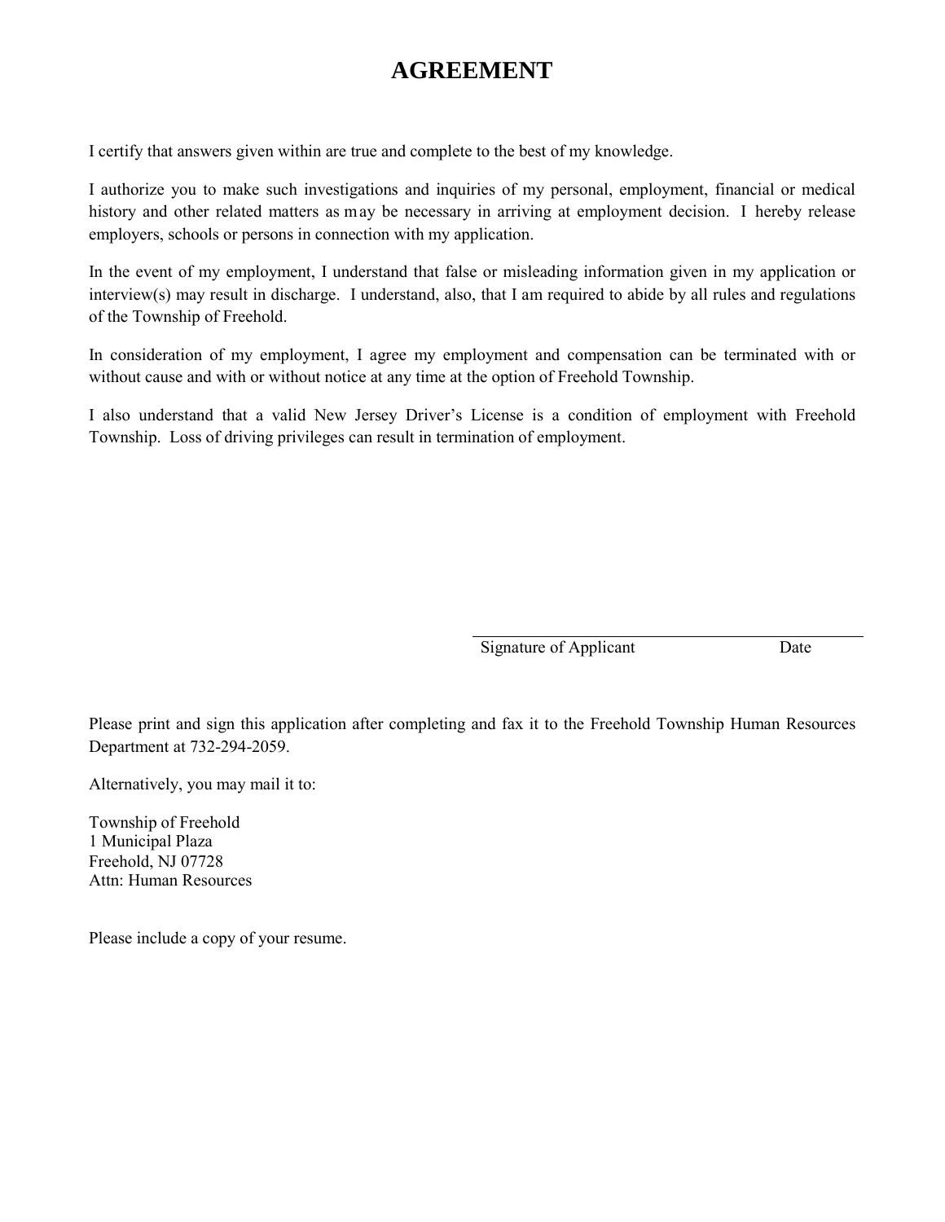# AGREEMENT

I certify that answers given within are true and complete to the best of my knowledge.

I authorize you to make such investigations and inquiries of my personal, employment, financial or medical history and other related matters as may be necessary in arriving at employment decision. I hereby release employers, schools or persons in connection with my application.

In the event of my employment, I understand that false or misleading information given in my application or interview(s) may result in discharge. I understand, also, that I am required to abide by all rules and regulations of the Township of Freehold.

In consideration of my employment, I agree my employment and compensation can be terminated with or without cause and with or without notice at any time at the option of Freehold Township.

I also understand that a valid New Jersey Driver's License is a condition of employment with Freehold Township. Loss of driving privileges can result in termination of employment.

Signature of Applicant                    Date

Please print and sign this application after completing and fax it to the Freehold Township Human Resources Department at 732-294-2059.

Alternatively, you may mail it to:

Township of Freehold
1 Municipal Plaza
Freehold, NJ 07728
Attn: Human Resources

Please include a copy of your resume.